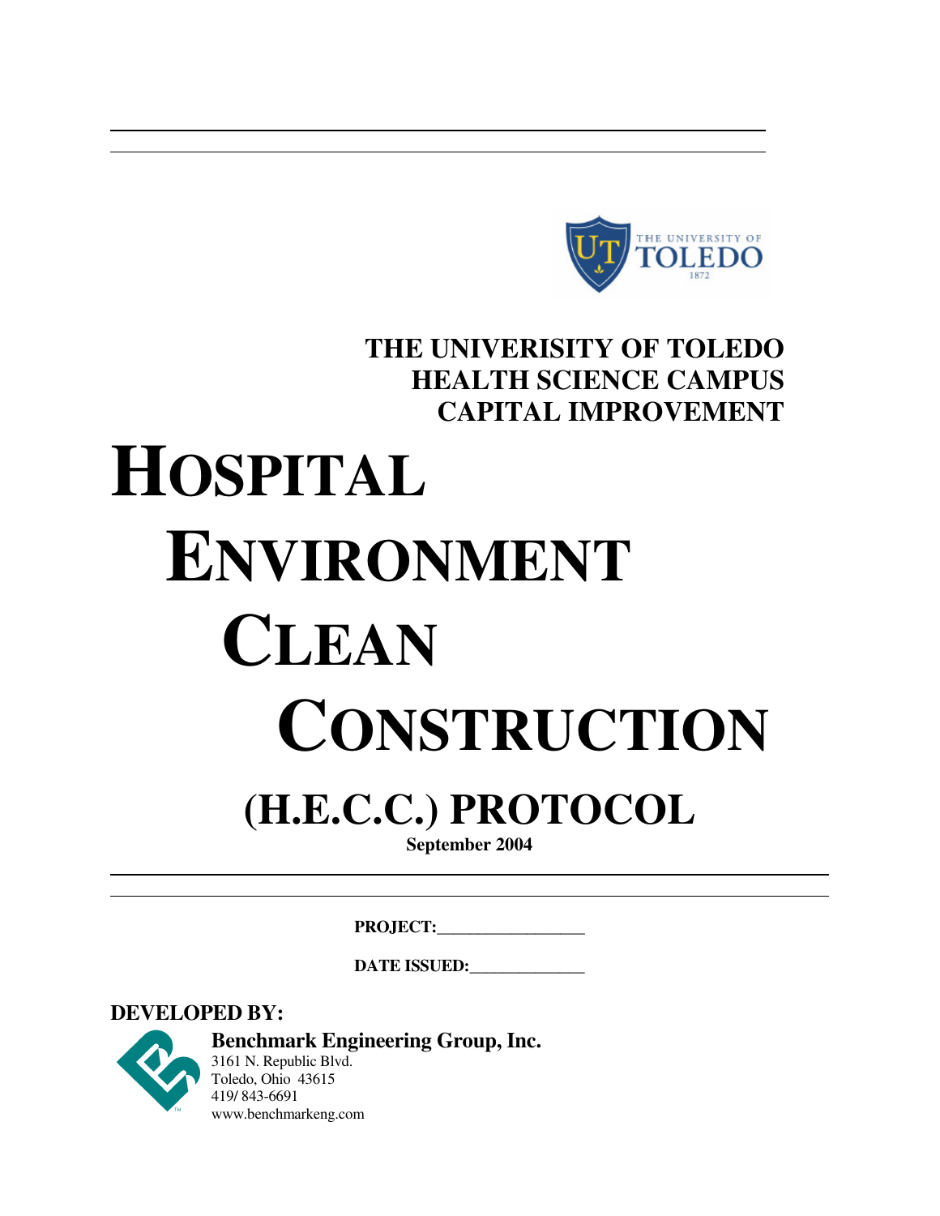THE UNIVERISITY OF TOLEDO
HEALTH SCIENCE CAMPUS
CAPITAL IMPROVEMENT

# HOSPITAL ENVIRONMENT CLEAN CONSTRUCTION

# (H.E.C.C.) PROTOCOL

**September 2004**

**PROJECT:**_________________

**DATE ISSUED:**_____________

**DEVELOPED BY:**

**Benchmark Engineering Group, Inc.**
3161 N. Republic Blvd.
Toledo, Ohio 43615
419/ 843-6691
www.benchmarkeng.com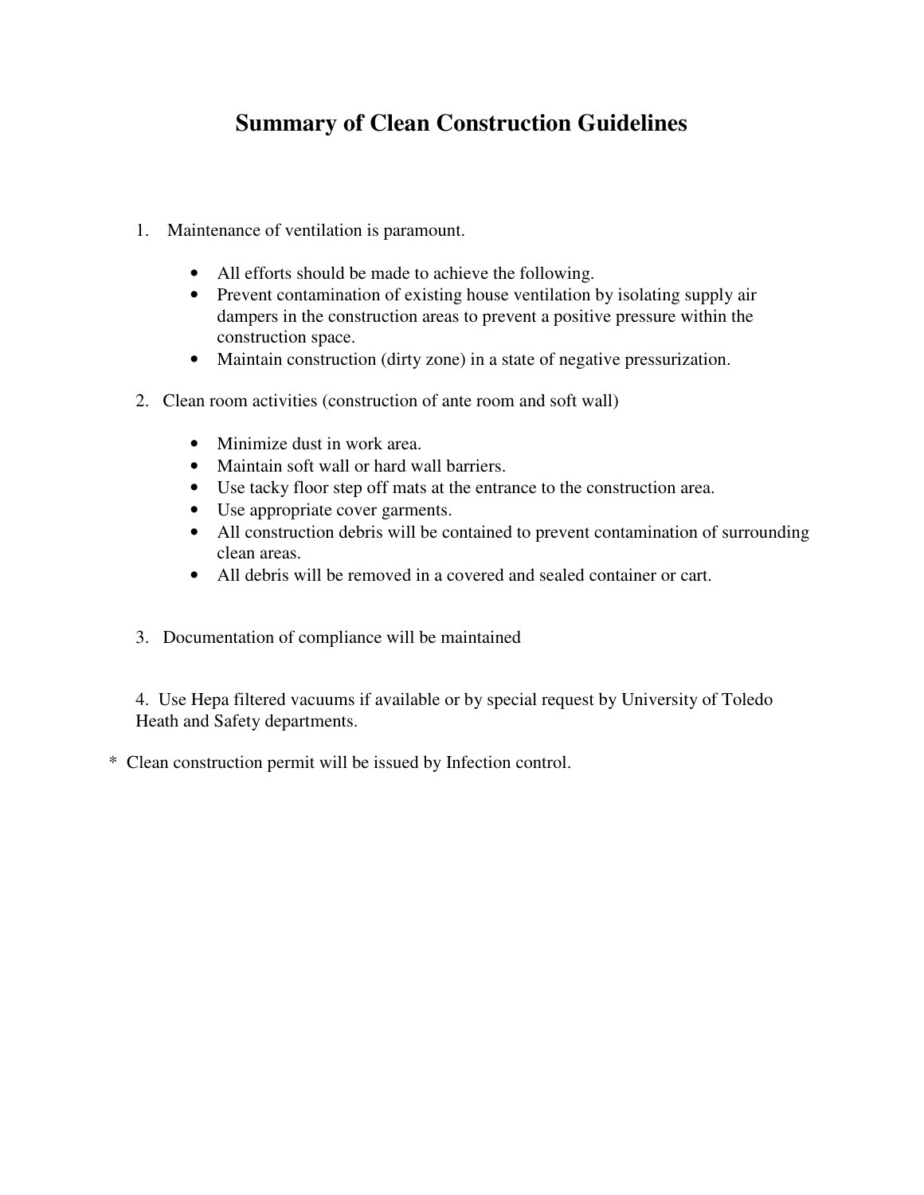# Summary of Clean Construction Guidelines

1. Maintenance of ventilation is paramount.

   - All efforts should be made to achieve the following.
   - Prevent contamination of existing house ventilation by isolating supply air dampers in the construction areas to prevent a positive pressure within the construction space.
   - Maintain construction (dirty zone) in a state of negative pressurization.

2. Clean room activities (construction of ante room and soft wall)

   - Minimize dust in work area.
   - Maintain soft wall or hard wall barriers.
   - Use tacky floor step off mats at the entrance to the construction area.
   - Use appropriate cover garments.
   - All construction debris will be contained to prevent contamination of surrounding clean areas.
   - All debris will be removed in a covered and sealed container or cart.

3. Documentation of compliance will be maintained

4. Use Hepa filtered vacuums if available or by special request by University of Toledo Heath and Safety departments.

\* Clean construction permit will be issued by Infection control.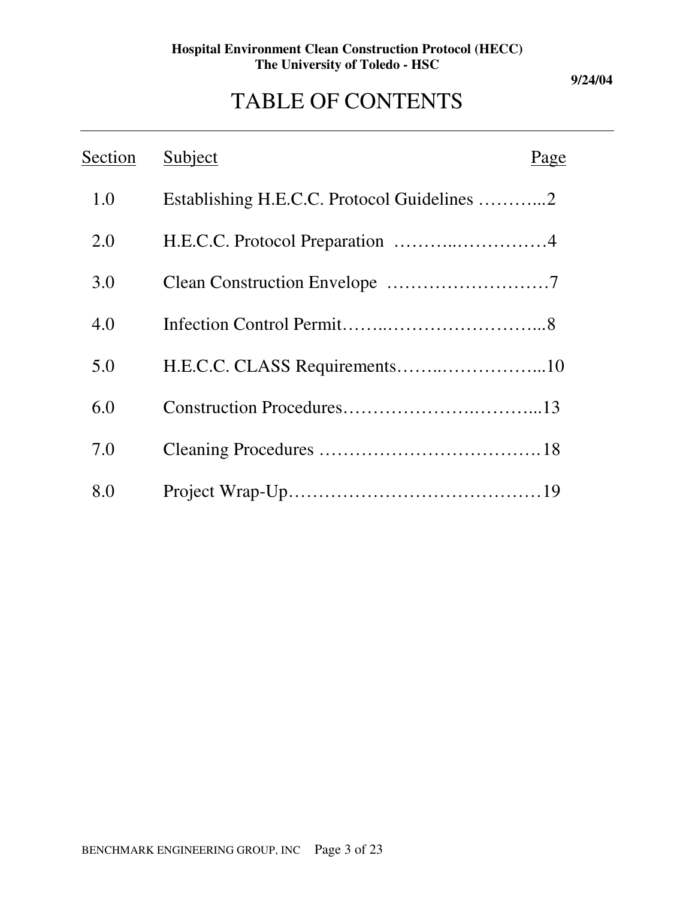**Hospital Environment Clean Construction Protocol (HECC)**
**The University of Toledo - HSC**

**9/24/04**

# TABLE OF CONTENTS

| Section | Subject | Page |
|---|---|---|
| 1.0 | Establishing H.E.C.C. Protocol Guidelines | 2 |
| 2.0 | H.E.C.C. Protocol Preparation | 4 |
| 3.0 | Clean Construction Envelope | 7 |
| 4.0 | Infection Control Permit | 8 |
| 5.0 | H.E.C.C. CLASS Requirements | 10 |
| 6.0 | Construction Procedures | 13 |
| 7.0 | Cleaning Procedures | 18 |
| 8.0 | Project Wrap-Up | 19 |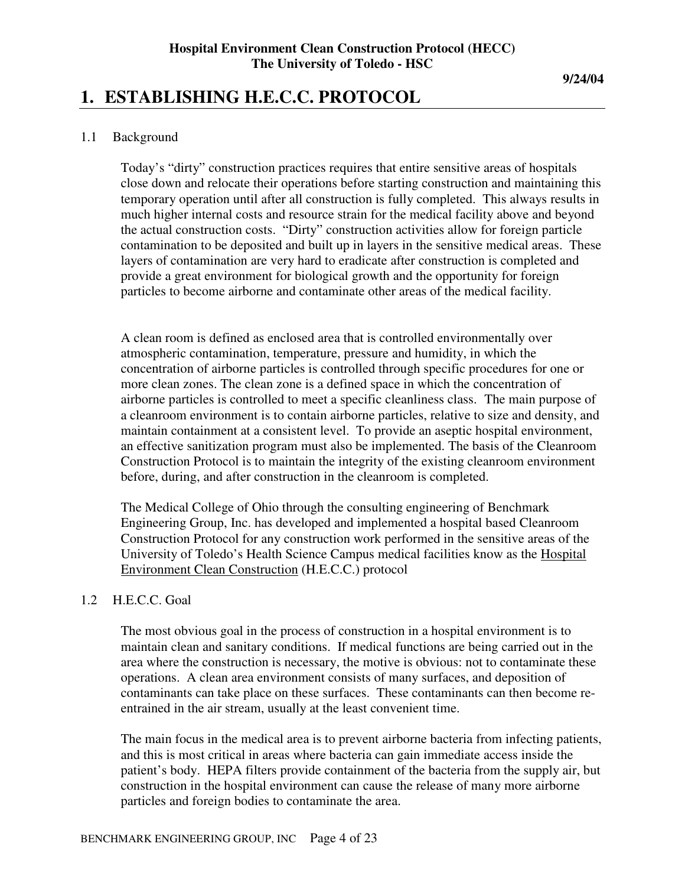# 1. ESTABLISHING H.E.C.C. PROTOCOL

## 1.1 Background

Today's "dirty" construction practices requires that entire sensitive areas of hospitals close down and relocate their operations before starting construction and maintaining this temporary operation until after all construction is fully completed. This always results in much higher internal costs and resource strain for the medical facility above and beyond the actual construction costs. "Dirty" construction activities allow for foreign particle contamination to be deposited and built up in layers in the sensitive medical areas. These layers of contamination are very hard to eradicate after construction is completed and provide a great environment for biological growth and the opportunity for foreign particles to become airborne and contaminate other areas of the medical facility.

A clean room is defined as enclosed area that is controlled environmentally over atmospheric contamination, temperature, pressure and humidity, in which the concentration of airborne particles is controlled through specific procedures for one or more clean zones. The clean zone is a defined space in which the concentration of airborne particles is controlled to meet a specific cleanliness class. The main purpose of a cleanroom environment is to contain airborne particles, relative to size and density, and maintain containment at a consistent level. To provide an aseptic hospital environment, an effective sanitization program must also be implemented. The basis of the Cleanroom Construction Protocol is to maintain the integrity of the existing cleanroom environment before, during, and after construction in the cleanroom is completed.

The Medical College of Ohio through the consulting engineering of Benchmark Engineering Group, Inc. has developed and implemented a hospital based Cleanroom Construction Protocol for any construction work performed in the sensitive areas of the University of Toledo's Health Science Campus medical facilities know as the <u>Hospital Environment Clean Construction</u> (H.E.C.C.) protocol

## 1.2 H.E.C.C. Goal

The most obvious goal in the process of construction in a hospital environment is to maintain clean and sanitary conditions. If medical functions are being carried out in the area where the construction is necessary, the motive is obvious: not to contaminate these operations. A clean area environment consists of many surfaces, and deposition of contaminants can take place on these surfaces. These contaminants can then become re-entrained in the air stream, usually at the least convenient time.

The main focus in the medical area is to prevent airborne bacteria from infecting patients, and this is most critical in areas where bacteria can gain immediate access inside the patient's body. HEPA filters provide containment of the bacteria from the supply air, but construction in the hospital environment can cause the release of many more airborne particles and foreign bodies to contaminate the area.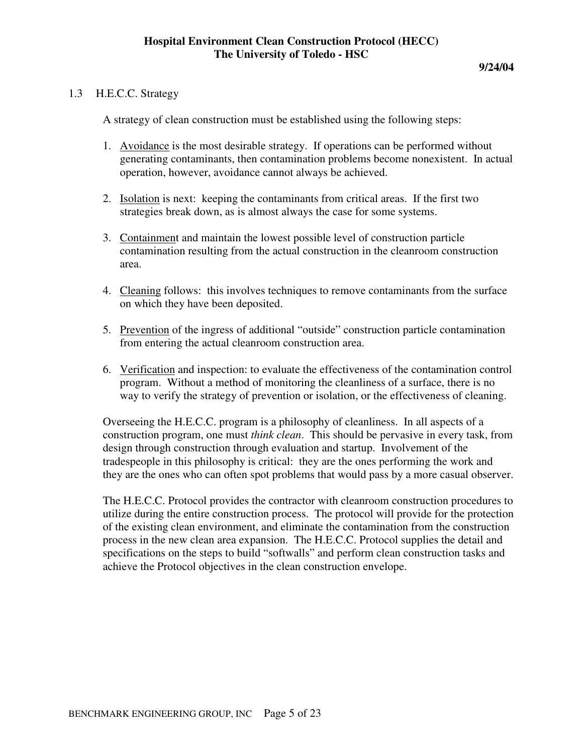## 1.3 H.E.C.C. Strategy

A strategy of clean construction must be established using the following steps:

1. Avoidance is the most desirable strategy. If operations can be performed without generating contaminants, then contamination problems become nonexistent. In actual operation, however, avoidance cannot always be achieved.

2. Isolation is next: keeping the contaminants from critical areas. If the first two strategies break down, as is almost always the case for some systems.

3. Containment and maintain the lowest possible level of construction particle contamination resulting from the actual construction in the cleanroom construction area.

4. Cleaning follows: this involves techniques to remove contaminants from the surface on which they have been deposited.

5. Prevention of the ingress of additional "outside" construction particle contamination from entering the actual cleanroom construction area.

6. Verification and inspection: to evaluate the effectiveness of the contamination control program. Without a method of monitoring the cleanliness of a surface, there is no way to verify the strategy of prevention or isolation, or the effectiveness of cleaning.

Overseeing the H.E.C.C. program is a philosophy of cleanliness. In all aspects of a construction program, one must *think clean*. This should be pervasive in every task, from design through construction through evaluation and startup. Involvement of the tradespeople in this philosophy is critical: they are the ones performing the work and they are the ones who can often spot problems that would pass by a more casual observer.

The H.E.C.C. Protocol provides the contractor with cleanroom construction procedures to utilize during the entire construction process. The protocol will provide for the protection of the existing clean environment, and eliminate the contamination from the construction process in the new clean area expansion. The H.E.C.C. Protocol supplies the detail and specifications on the steps to build "softwalls" and perform clean construction tasks and achieve the Protocol objectives in the clean construction envelope.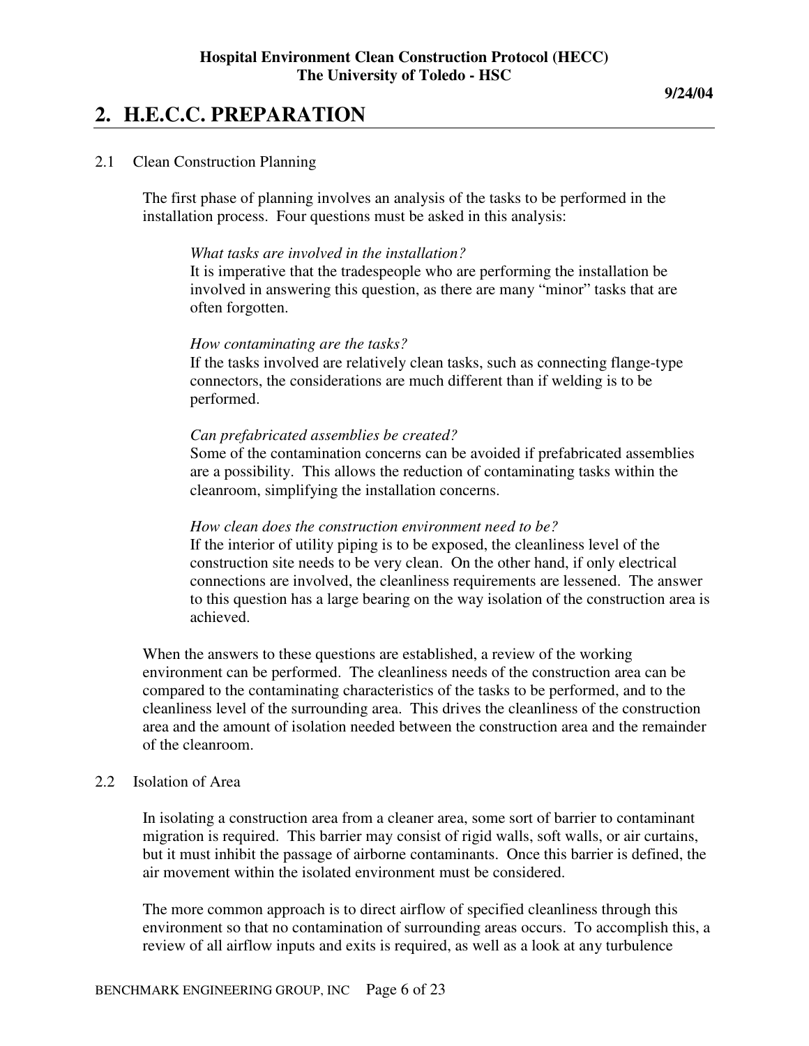## 2. H.E.C.C. PREPARATION

2.1 Clean Construction Planning

The first phase of planning involves an analysis of the tasks to be performed in the installation process. Four questions must be asked in this analysis:

*What tasks are involved in the installation?*
It is imperative that the tradespeople who are performing the installation be involved in answering this question, as there are many "minor" tasks that are often forgotten.

*How contaminating are the tasks?*
If the tasks involved are relatively clean tasks, such as connecting flange-type connectors, the considerations are much different than if welding is to be performed.

*Can prefabricated assemblies be created?*
Some of the contamination concerns can be avoided if prefabricated assemblies are a possibility. This allows the reduction of contaminating tasks within the cleanroom, simplifying the installation concerns.

*How clean does the construction environment need to be?*
If the interior of utility piping is to be exposed, the cleanliness level of the construction site needs to be very clean. On the other hand, if only electrical connections are involved, the cleanliness requirements are lessened. The answer to this question has a large bearing on the way isolation of the construction area is achieved.

When the answers to these questions are established, a review of the working environment can be performed. The cleanliness needs of the construction area can be compared to the contaminating characteristics of the tasks to be performed, and to the cleanliness level of the surrounding area. This drives the cleanliness of the construction area and the amount of isolation needed between the construction area and the remainder of the cleanroom.

2.2 Isolation of Area

In isolating a construction area from a cleaner area, some sort of barrier to contaminant migration is required. This barrier may consist of rigid walls, soft walls, or air curtains, but it must inhibit the passage of airborne contaminants. Once this barrier is defined, the air movement within the isolated environment must be considered.

The more common approach is to direct airflow of specified cleanliness through this environment so that no contamination of surrounding areas occurs. To accomplish this, a review of all airflow inputs and exits is required, as well as a look at any turbulence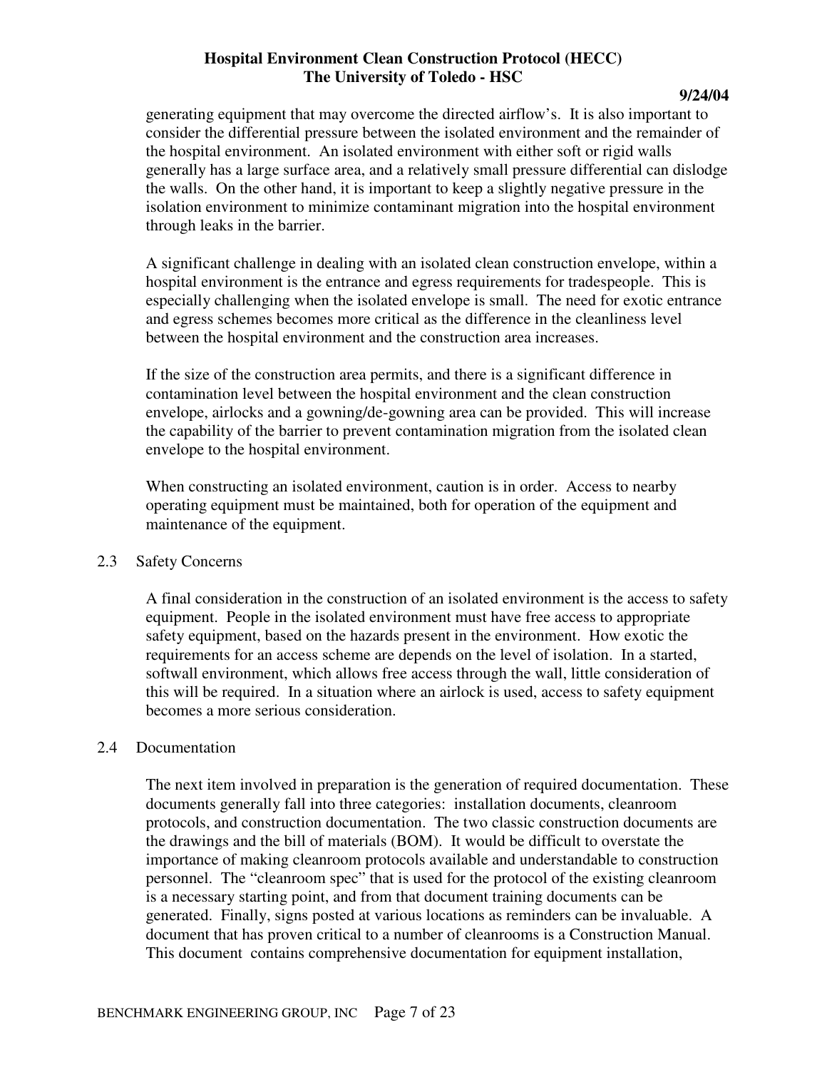generating equipment that may overcome the directed airflow's. It is also important to consider the differential pressure between the isolated environment and the remainder of the hospital environment. An isolated environment with either soft or rigid walls generally has a large surface area, and a relatively small pressure differential can dislodge the walls. On the other hand, it is important to keep a slightly negative pressure in the isolation environment to minimize contaminant migration into the hospital environment through leaks in the barrier.

A significant challenge in dealing with an isolated clean construction envelope, within a hospital environment is the entrance and egress requirements for tradespeople. This is especially challenging when the isolated envelope is small. The need for exotic entrance and egress schemes becomes more critical as the difference in the cleanliness level between the hospital environment and the construction area increases.

If the size of the construction area permits, and there is a significant difference in contamination level between the hospital environment and the clean construction envelope, airlocks and a gowning/de-gowning area can be provided. This will increase the capability of the barrier to prevent contamination migration from the isolated clean envelope to the hospital environment.

When constructing an isolated environment, caution is in order. Access to nearby operating equipment must be maintained, both for operation of the equipment and maintenance of the equipment.

### 2.3 Safety Concerns

A final consideration in the construction of an isolated environment is the access to safety equipment. People in the isolated environment must have free access to appropriate safety equipment, based on the hazards present in the environment. How exotic the requirements for an access scheme are depends on the level of isolation. In a started, softwall environment, which allows free access through the wall, little consideration of this will be required. In a situation where an airlock is used, access to safety equipment becomes a more serious consideration.

### 2.4 Documentation

The next item involved in preparation is the generation of required documentation. These documents generally fall into three categories: installation documents, cleanroom protocols, and construction documentation. The two classic construction documents are the drawings and the bill of materials (BOM). It would be difficult to overstate the importance of making cleanroom protocols available and understandable to construction personnel. The "cleanroom spec" that is used for the protocol of the existing cleanroom is a necessary starting point, and from that document training documents can be generated. Finally, signs posted at various locations as reminders can be invaluable. A document that has proven critical to a number of cleanrooms is a Construction Manual. This document contains comprehensive documentation for equipment installation,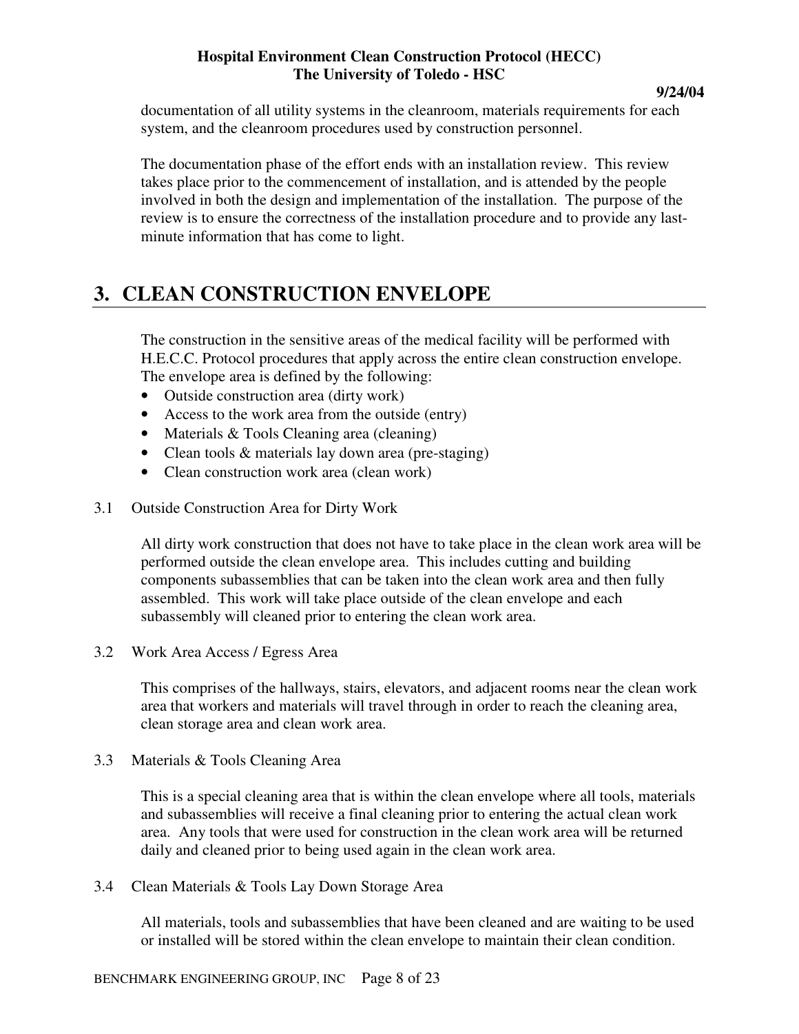documentation of all utility systems in the cleanroom, materials requirements for each system, and the cleanroom procedures used by construction personnel.

The documentation phase of the effort ends with an installation review. This review takes place prior to the commencement of installation, and is attended by the people involved in both the design and implementation of the installation. The purpose of the review is to ensure the correctness of the installation procedure and to provide any last-minute information that has come to light.

# 3. CLEAN CONSTRUCTION ENVELOPE

The construction in the sensitive areas of the medical facility will be performed with H.E.C.C. Protocol procedures that apply across the entire clean construction envelope. The envelope area is defined by the following:

- Outside construction area (dirty work)
- Access to the work area from the outside (entry)
- Materials & Tools Cleaning area (cleaning)
- Clean tools & materials lay down area (pre-staging)
- Clean construction work area (clean work)

3.1 Outside Construction Area for Dirty Work

All dirty work construction that does not have to take place in the clean work area will be performed outside the clean envelope area. This includes cutting and building components subassemblies that can be taken into the clean work area and then fully assembled. This work will take place outside of the clean envelope and each subassembly will cleaned prior to entering the clean work area.

3.2 Work Area Access / Egress Area

This comprises of the hallways, stairs, elevators, and adjacent rooms near the clean work area that workers and materials will travel through in order to reach the cleaning area, clean storage area and clean work area.

3.3 Materials & Tools Cleaning Area

This is a special cleaning area that is within the clean envelope where all tools, materials and subassemblies will receive a final cleaning prior to entering the actual clean work area. Any tools that were used for construction in the clean work area will be returned daily and cleaned prior to being used again in the clean work area.

3.4 Clean Materials & Tools Lay Down Storage Area

All materials, tools and subassemblies that have been cleaned and are waiting to be used or installed will be stored within the clean envelope to maintain their clean condition.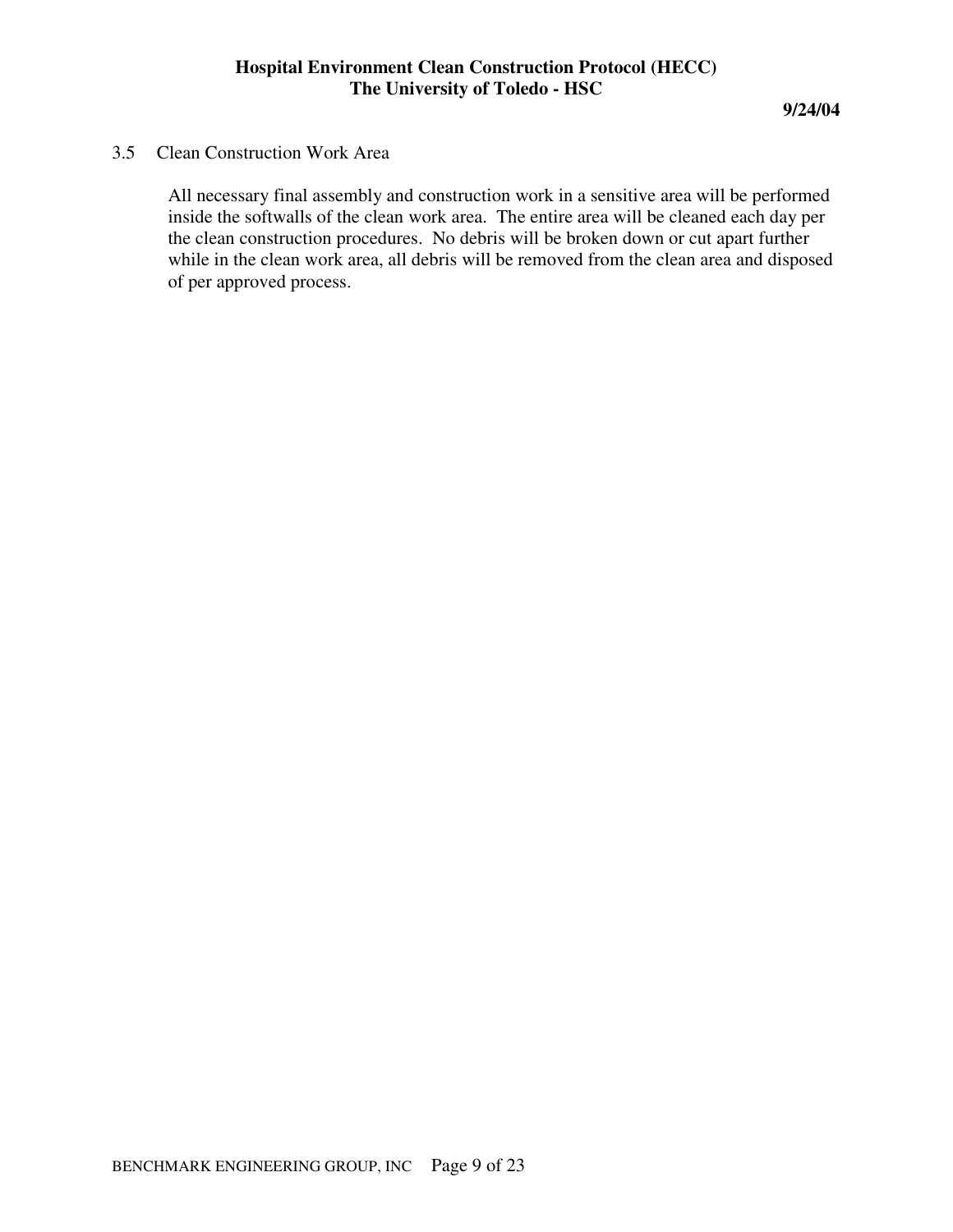### 3.5 Clean Construction Work Area

All necessary final assembly and construction work in a sensitive area will be performed inside the softwalls of the clean work area. The entire area will be cleaned each day per the clean construction procedures. No debris will be broken down or cut apart further while in the clean work area, all debris will be removed from the clean area and disposed of per approved process.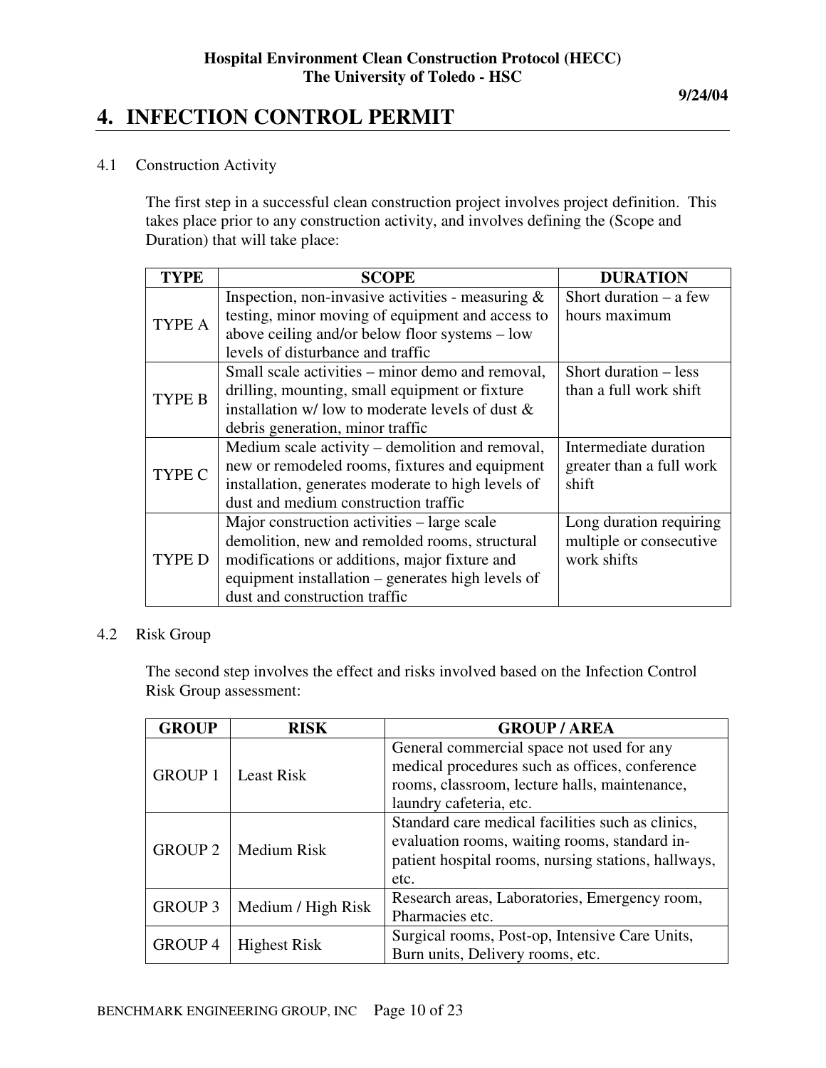# 4. INFECTION CONTROL PERMIT

4.1 Construction Activity

The first step in a successful clean construction project involves project definition. This takes place prior to any construction activity, and involves defining the (Scope and Duration) that will take place:

| TYPE | SCOPE | DURATION |
|---|---|---|
| TYPE A | Inspection, non-invasive activities - measuring & testing, minor moving of equipment and access to above ceiling and/or below floor systems – low levels of disturbance and traffic | Short duration – a few hours maximum |
| TYPE B | Small scale activities – minor demo and removal, drilling, mounting, small equipment or fixture installation w/ low to moderate levels of dust & debris generation, minor traffic | Short duration – less than a full work shift |
| TYPE C | Medium scale activity – demolition and removal, new or remodeled rooms, fixtures and equipment installation, generates moderate to high levels of dust and medium construction traffic | Intermediate duration greater than a full work shift |
| TYPE D | Major construction activities – large scale demolition, new and remolded rooms, structural modifications or additions, major fixture and equipment installation – generates high levels of dust and construction traffic | Long duration requiring multiple or consecutive work shifts |

4.2 Risk Group

The second step involves the effect and risks involved based on the Infection Control Risk Group assessment:

| GROUP | RISK | GROUP / AREA |
|---|---|---|
| GROUP 1 | Least Risk | General commercial space not used for any medical procedures such as offices, conference rooms, classroom, lecture halls, maintenance, laundry cafeteria, etc. |
| GROUP 2 | Medium Risk | Standard care medical facilities such as clinics, evaluation rooms, waiting rooms, standard in-patient hospital rooms, nursing stations, hallways, etc. |
| GROUP 3 | Medium / High Risk | Research areas, Laboratories, Emergency room, Pharmacies etc. |
| GROUP 4 | Highest Risk | Surgical rooms, Post-op, Intensive Care Units, Burn units, Delivery rooms, etc. |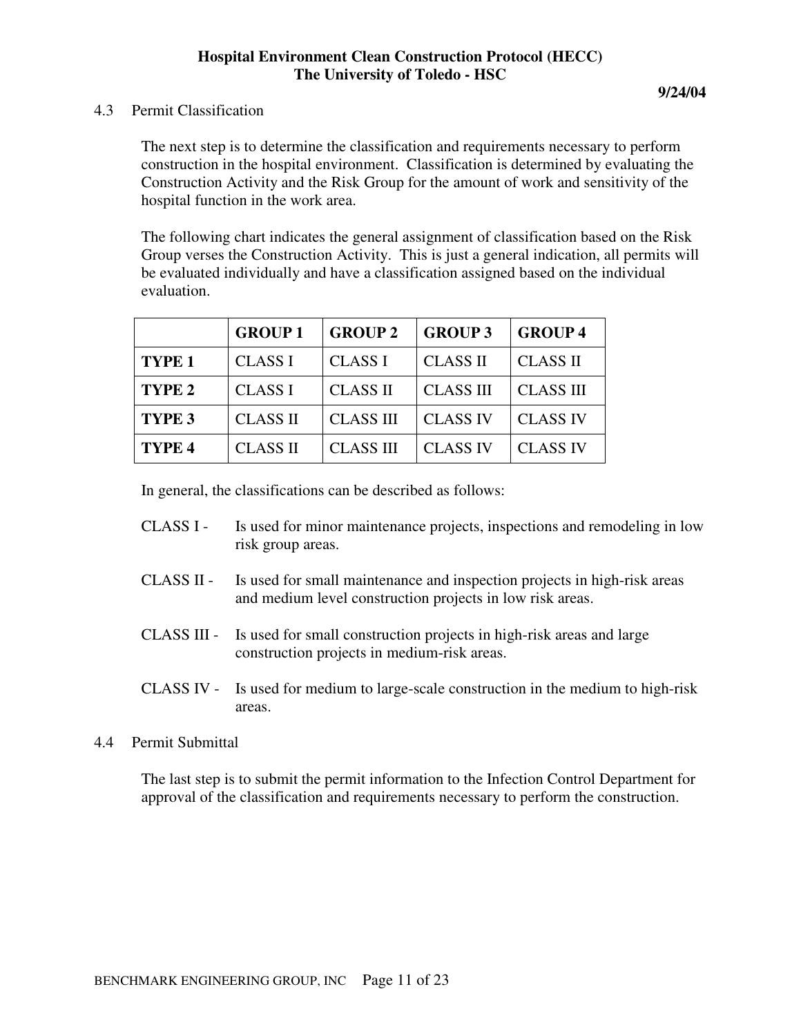### 4.3 Permit Classification

The next step is to determine the classification and requirements necessary to perform construction in the hospital environment. Classification is determined by evaluating the Construction Activity and the Risk Group for the amount of work and sensitivity of the hospital function in the work area.

The following chart indicates the general assignment of classification based on the Risk Group verses the Construction Activity. This is just a general indication, all permits will be evaluated individually and have a classification assigned based on the individual evaluation.

| | **GROUP 1** | **GROUP 2** | **GROUP 3** | **GROUP 4** |
|---|---|---|---|---|
| **TYPE 1** | CLASS I | CLASS I | CLASS II | CLASS II |
| **TYPE 2** | CLASS I | CLASS II | CLASS III | CLASS III |
| **TYPE 3** | CLASS II | CLASS III | CLASS IV | CLASS IV |
| **TYPE 4** | CLASS II | CLASS III | CLASS IV | CLASS IV |

In general, the classifications can be described as follows:

CLASS I - Is used for minor maintenance projects, inspections and remodeling in low risk group areas.

CLASS II - Is used for small maintenance and inspection projects in high-risk areas and medium level construction projects in low risk areas.

CLASS III - Is used for small construction projects in high-risk areas and large construction projects in medium-risk areas.

CLASS IV - Is used for medium to large-scale construction in the medium to high-risk areas.

### 4.4 Permit Submittal

The last step is to submit the permit information to the Infection Control Department for approval of the classification and requirements necessary to perform the construction.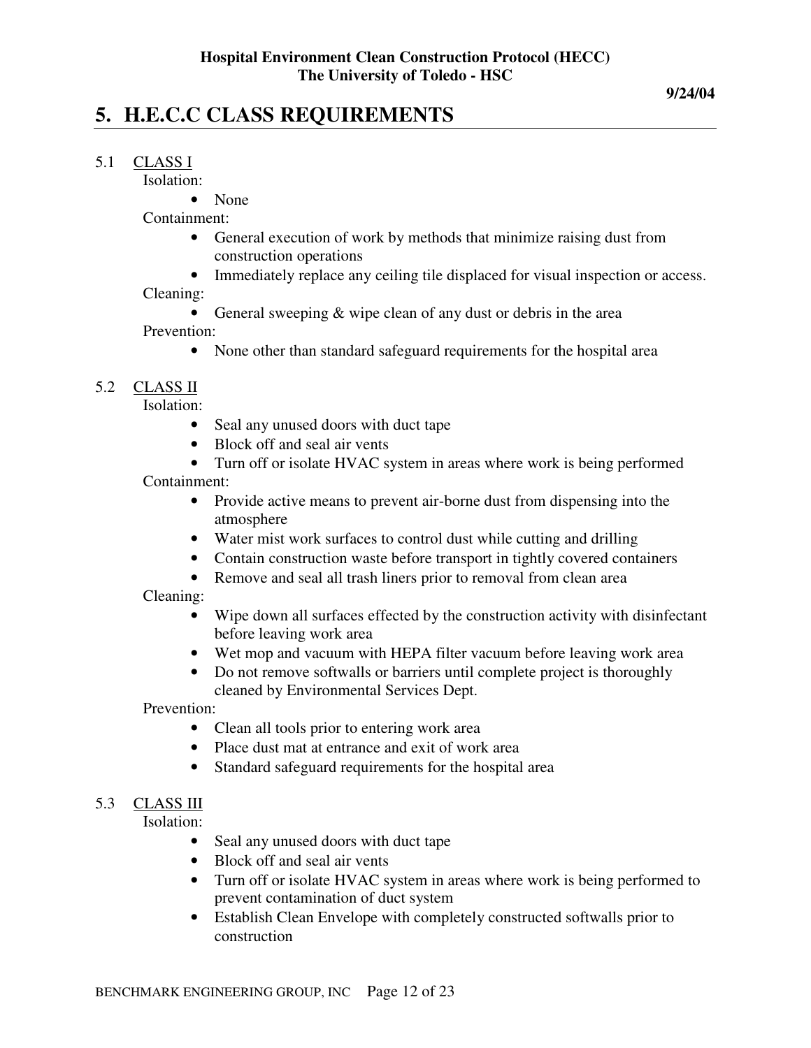9/24/04

# 5. H.E.C.C CLASS REQUIREMENTS

5.1 CLASS I

Isolation:

- None

Containment:

- General execution of work by methods that minimize raising dust from construction operations
- Immediately replace any ceiling tile displaced for visual inspection or access.

Cleaning:

- General sweeping & wipe clean of any dust or debris in the area

Prevention:

- None other than standard safeguard requirements for the hospital area

5.2 CLASS II

Isolation:

- Seal any unused doors with duct tape
- Block off and seal air vents
- Turn off or isolate HVAC system in areas where work is being performed

Containment:

- Provide active means to prevent air-borne dust from dispensing into the atmosphere
- Water mist work surfaces to control dust while cutting and drilling
- Contain construction waste before transport in tightly covered containers
- Remove and seal all trash liners prior to removal from clean area

Cleaning:

- Wipe down all surfaces effected by the construction activity with disinfectant before leaving work area
- Wet mop and vacuum with HEPA filter vacuum before leaving work area
- Do not remove softwalls or barriers until complete project is thoroughly cleaned by Environmental Services Dept.

Prevention:

- Clean all tools prior to entering work area
- Place dust mat at entrance and exit of work area
- Standard safeguard requirements for the hospital area

5.3 CLASS III

Isolation:

- Seal any unused doors with duct tape
- Block off and seal air vents
- Turn off or isolate HVAC system in areas where work is being performed to prevent contamination of duct system
- Establish Clean Envelope with completely constructed softwalls prior to construction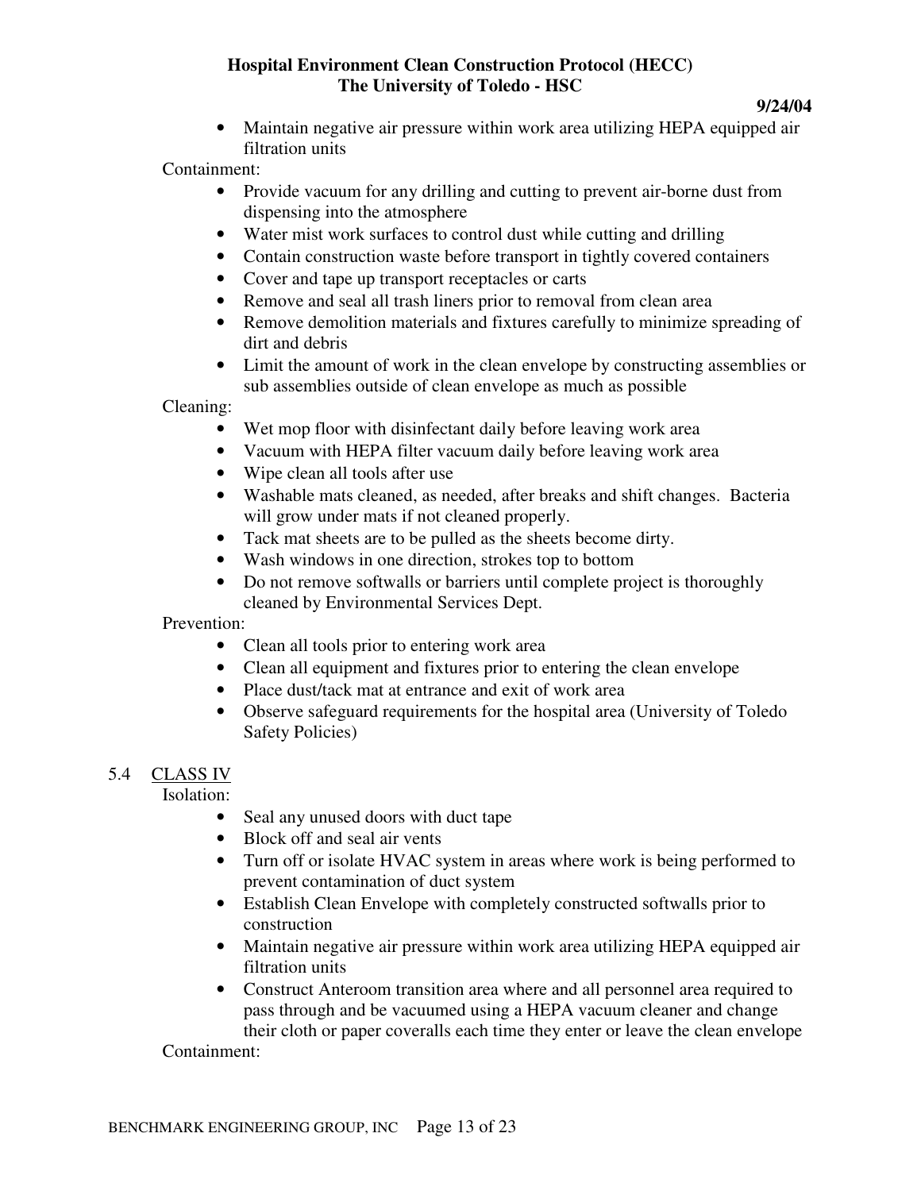- Maintain negative air pressure within work area utilizing HEPA equipped air filtration units

Containment:

- Provide vacuum for any drilling and cutting to prevent air-borne dust from dispensing into the atmosphere
- Water mist work surfaces to control dust while cutting and drilling
- Contain construction waste before transport in tightly covered containers
- Cover and tape up transport receptacles or carts
- Remove and seal all trash liners prior to removal from clean area
- Remove demolition materials and fixtures carefully to minimize spreading of dirt and debris
- Limit the amount of work in the clean envelope by constructing assemblies or sub assemblies outside of clean envelope as much as possible

Cleaning:

- Wet mop floor with disinfectant daily before leaving work area
- Vacuum with HEPA filter vacuum daily before leaving work area
- Wipe clean all tools after use
- Washable mats cleaned, as needed, after breaks and shift changes. Bacteria will grow under mats if not cleaned properly.
- Tack mat sheets are to be pulled as the sheets become dirty.
- Wash windows in one direction, strokes top to bottom
- Do not remove softwalls or barriers until complete project is thoroughly cleaned by Environmental Services Dept.

Prevention:

- Clean all tools prior to entering work area
- Clean all equipment and fixtures prior to entering the clean envelope
- Place dust/tack mat at entrance and exit of work area
- Observe safeguard requirements for the hospital area (University of Toledo Safety Policies)

## 5.4 CLASS IV

Isolation:

- Seal any unused doors with duct tape
- Block off and seal air vents
- Turn off or isolate HVAC system in areas where work is being performed to prevent contamination of duct system
- Establish Clean Envelope with completely constructed softwalls prior to construction
- Maintain negative air pressure within work area utilizing HEPA equipped air filtration units
- Construct Anteroom transition area where and all personnel area required to pass through and be vacuumed using a HEPA vacuum cleaner and change their cloth or paper coveralls each time they enter or leave the clean envelope

Containment: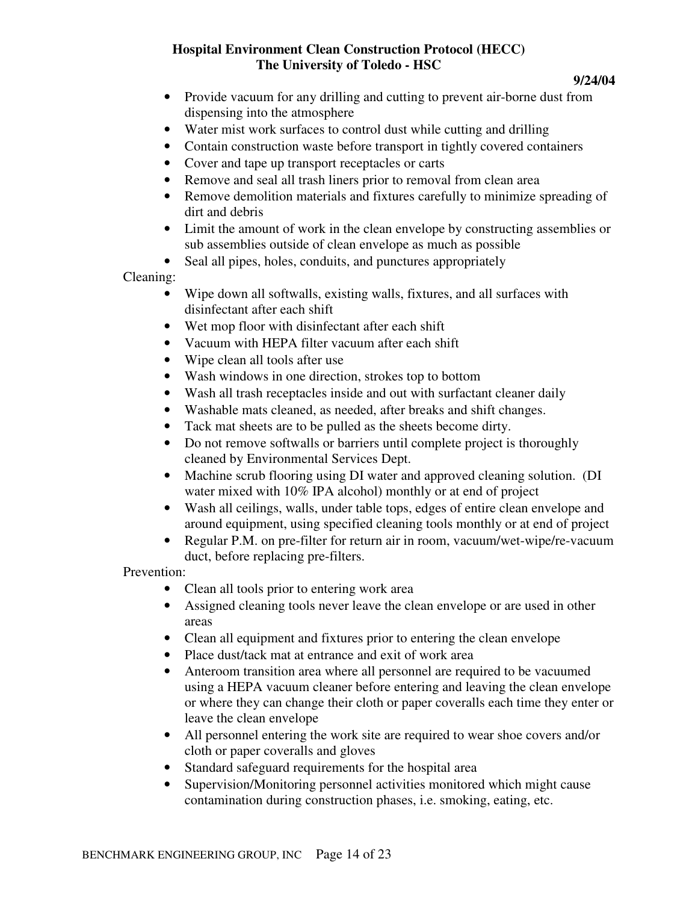- Provide vacuum for any drilling and cutting to prevent air-borne dust from dispensing into the atmosphere
- Water mist work surfaces to control dust while cutting and drilling
- Contain construction waste before transport in tightly covered containers
- Cover and tape up transport receptacles or carts
- Remove and seal all trash liners prior to removal from clean area
- Remove demolition materials and fixtures carefully to minimize spreading of dirt and debris
- Limit the amount of work in the clean envelope by constructing assemblies or sub assemblies outside of clean envelope as much as possible
- Seal all pipes, holes, conduits, and punctures appropriately

Cleaning:

- Wipe down all softwalls, existing walls, fixtures, and all surfaces with disinfectant after each shift
- Wet mop floor with disinfectant after each shift
- Vacuum with HEPA filter vacuum after each shift
- Wipe clean all tools after use
- Wash windows in one direction, strokes top to bottom
- Wash all trash receptacles inside and out with surfactant cleaner daily
- Washable mats cleaned, as needed, after breaks and shift changes.
- Tack mat sheets are to be pulled as the sheets become dirty.
- Do not remove softwalls or barriers until complete project is thoroughly cleaned by Environmental Services Dept.
- Machine scrub flooring using DI water and approved cleaning solution. (DI water mixed with 10% IPA alcohol) monthly or at end of project
- Wash all ceilings, walls, under table tops, edges of entire clean envelope and around equipment, using specified cleaning tools monthly or at end of project
- Regular P.M. on pre-filter for return air in room, vacuum/wet-wipe/re-vacuum duct, before replacing pre-filters.

Prevention:

- Clean all tools prior to entering work area
- Assigned cleaning tools never leave the clean envelope or are used in other areas
- Clean all equipment and fixtures prior to entering the clean envelope
- Place dust/tack mat at entrance and exit of work area
- Anteroom transition area where all personnel are required to be vacuumed using a HEPA vacuum cleaner before entering and leaving the clean envelope or where they can change their cloth or paper coveralls each time they enter or leave the clean envelope
- All personnel entering the work site are required to wear shoe covers and/or cloth or paper coveralls and gloves
- Standard safeguard requirements for the hospital area
- Supervision/Monitoring personnel activities monitored which might cause contamination during construction phases, i.e. smoking, eating, etc.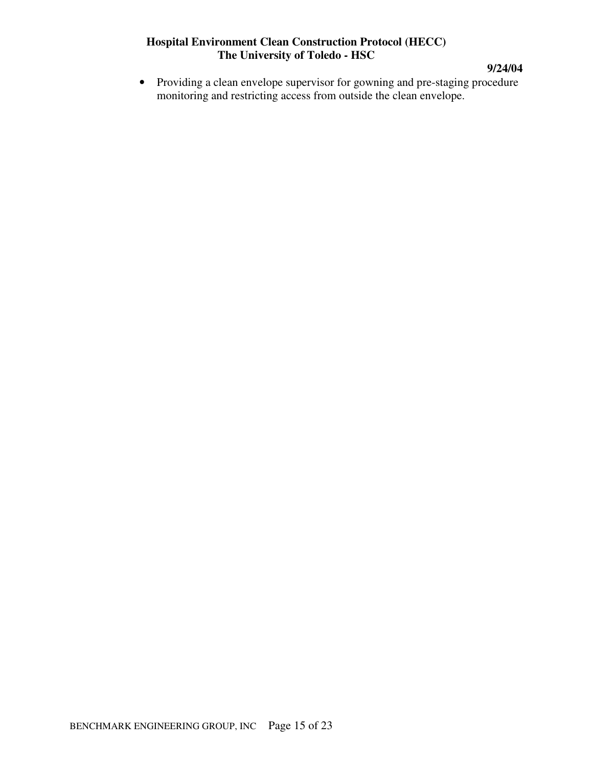- Providing a clean envelope supervisor for gowning and pre-staging procedure monitoring and restricting access from outside the clean envelope.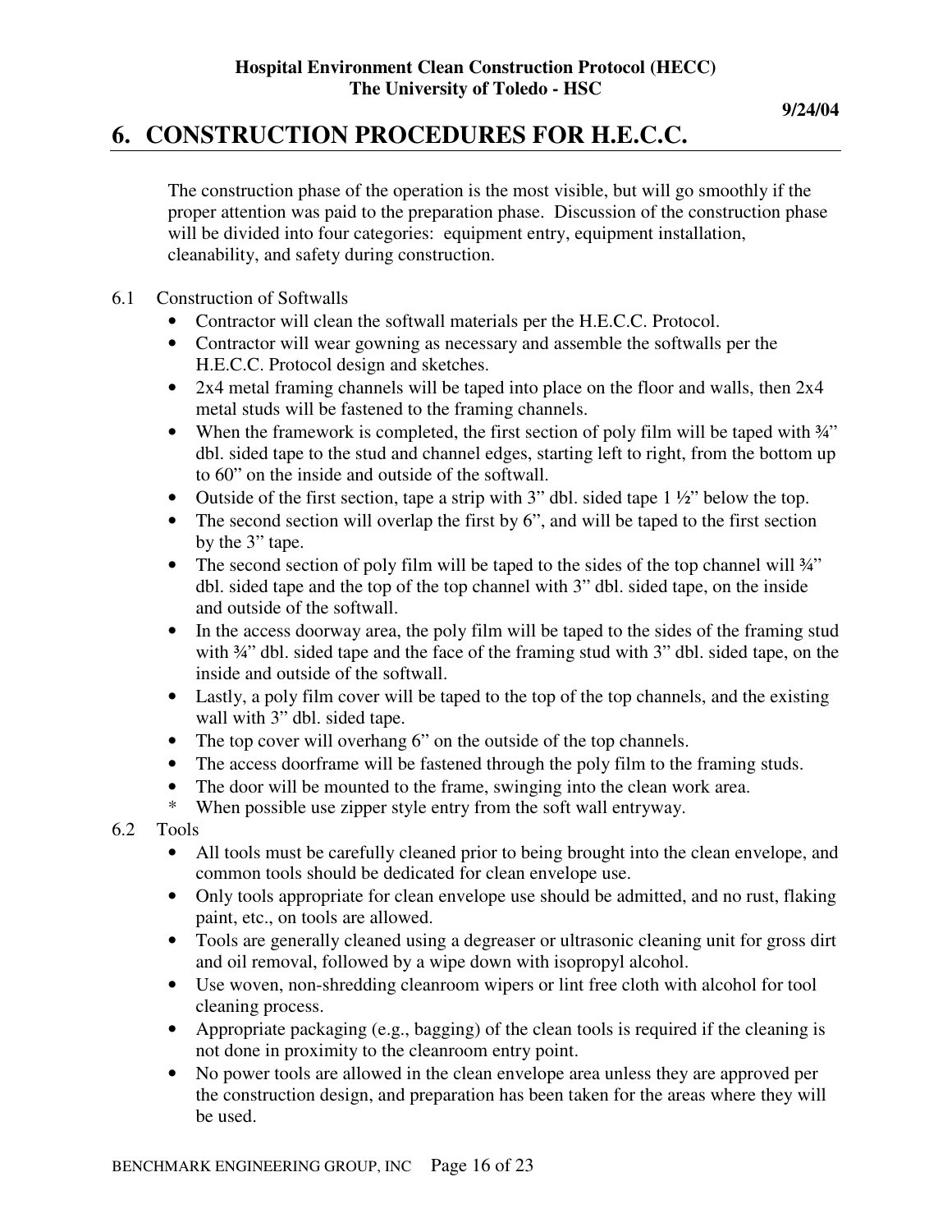# 6. CONSTRUCTION PROCEDURES FOR H.E.C.C.

The construction phase of the operation is the most visible, but will go smoothly if the proper attention was paid to the preparation phase. Discussion of the construction phase will be divided into four categories: equipment entry, equipment installation, cleanability, and safety during construction.

6.1 Construction of Softwalls

- Contractor will clean the softwall materials per the H.E.C.C. Protocol.
- Contractor will wear gowning as necessary and assemble the softwalls per the H.E.C.C. Protocol design and sketches.
- 2x4 metal framing channels will be taped into place on the floor and walls, then 2x4 metal studs will be fastened to the framing channels.
- When the framework is completed, the first section of poly film will be taped with ¾" dbl. sided tape to the stud and channel edges, starting left to right, from the bottom up to 60" on the inside and outside of the softwall.
- Outside of the first section, tape a strip with 3" dbl. sided tape 1 ½" below the top.
- The second section will overlap the first by 6", and will be taped to the first section by the 3" tape.
- The second section of poly film will be taped to the sides of the top channel will ¾" dbl. sided tape and the top of the top channel with 3" dbl. sided tape, on the inside and outside of the softwall.
- In the access doorway area, the poly film will be taped to the sides of the framing stud with ¾" dbl. sided tape and the face of the framing stud with 3" dbl. sided tape, on the inside and outside of the softwall.
- Lastly, a poly film cover will be taped to the top of the top channels, and the existing wall with 3" dbl. sided tape.
- The top cover will overhang 6" on the outside of the top channels.
- The access doorframe will be fastened through the poly film to the framing studs.
- The door will be mounted to the frame, swinging into the clean work area.

\* When possible use zipper style entry from the soft wall entryway.

6.2 Tools

- All tools must be carefully cleaned prior to being brought into the clean envelope, and common tools should be dedicated for clean envelope use.
- Only tools appropriate for clean envelope use should be admitted, and no rust, flaking paint, etc., on tools are allowed.
- Tools are generally cleaned using a degreaser or ultrasonic cleaning unit for gross dirt and oil removal, followed by a wipe down with isopropyl alcohol.
- Use woven, non-shredding cleanroom wipers or lint free cloth with alcohol for tool cleaning process.
- Appropriate packaging (e.g., bagging) of the clean tools is required if the cleaning is not done in proximity to the cleanroom entry point.
- No power tools are allowed in the clean envelope area unless they are approved per the construction design, and preparation has been taken for the areas where they will be used.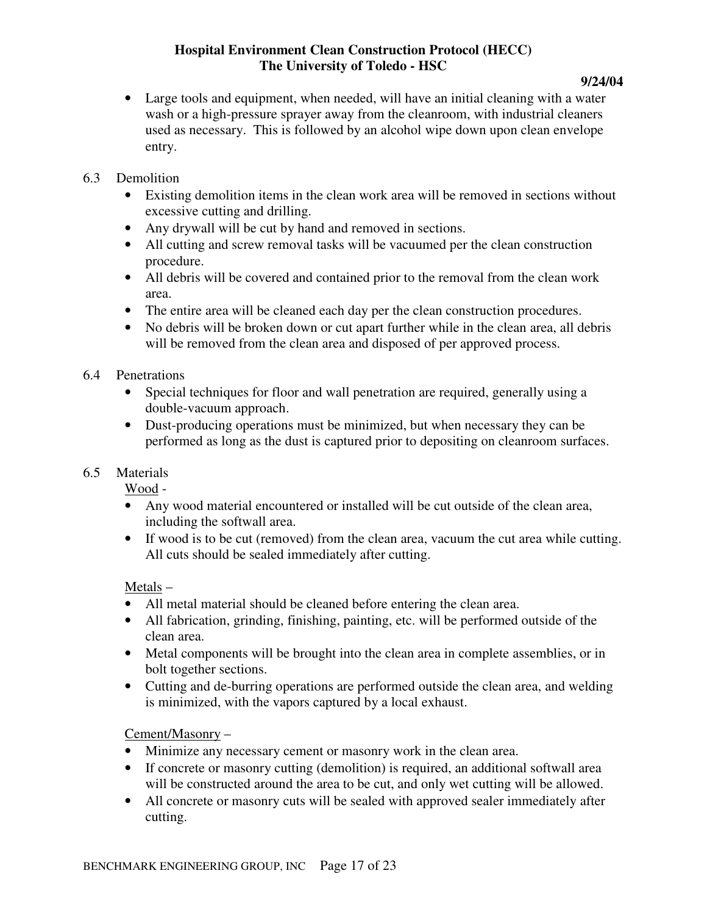- Large tools and equipment, when needed, will have an initial cleaning with a water wash or a high-pressure sprayer away from the cleanroom, with industrial cleaners used as necessary. This is followed by an alcohol wipe down upon clean envelope entry.

6.3 Demolition

- Existing demolition items in the clean work area will be removed in sections without excessive cutting and drilling.
- Any drywall will be cut by hand and removed in sections.
- All cutting and screw removal tasks will be vacuumed per the clean construction procedure.
- All debris will be covered and contained prior to the removal from the clean work area.
- The entire area will be cleaned each day per the clean construction procedures.
- No debris will be broken down or cut apart further while in the clean area, all debris will be removed from the clean area and disposed of per approved process.

6.4 Penetrations

- Special techniques for floor and wall penetration are required, generally using a double-vacuum approach.
- Dust-producing operations must be minimized, but when necessary they can be performed as long as the dust is captured prior to depositing on cleanroom surfaces.

6.5 Materials

Wood -

- Any wood material encountered or installed will be cut outside of the clean area, including the softwall area.
- If wood is to be cut (removed) from the clean area, vacuum the cut area while cutting. All cuts should be sealed immediately after cutting.

Metals –

- All metal material should be cleaned before entering the clean area.
- All fabrication, grinding, finishing, painting, etc. will be performed outside of the clean area.
- Metal components will be brought into the clean area in complete assemblies, or in bolt together sections.
- Cutting and de-burring operations are performed outside the clean area, and welding is minimized, with the vapors captured by a local exhaust.

Cement/Masonry –

- Minimize any necessary cement or masonry work in the clean area.
- If concrete or masonry cutting (demolition) is required, an additional softwall area will be constructed around the area to be cut, and only wet cutting will be allowed.
- All concrete or masonry cuts will be sealed with approved sealer immediately after cutting.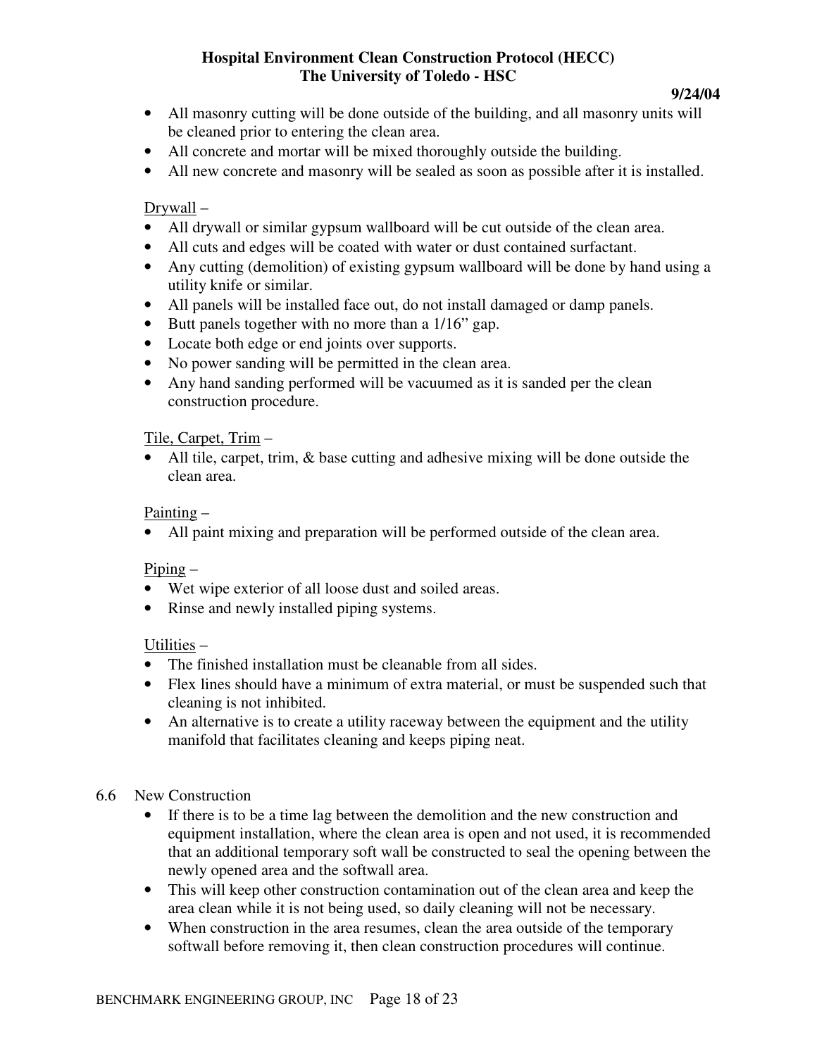- All masonry cutting will be done outside of the building, and all masonry units will be cleaned prior to entering the clean area.
- All concrete and mortar will be mixed thoroughly outside the building.
- All new concrete and masonry will be sealed as soon as possible after it is installed.

Drywall –

- All drywall or similar gypsum wallboard will be cut outside of the clean area.
- All cuts and edges will be coated with water or dust contained surfactant.
- Any cutting (demolition) of existing gypsum wallboard will be done by hand using a utility knife or similar.
- All panels will be installed face out, do not install damaged or damp panels.
- Butt panels together with no more than a 1/16" gap.
- Locate both edge or end joints over supports.
- No power sanding will be permitted in the clean area.
- Any hand sanding performed will be vacuumed as it is sanded per the clean construction procedure.

Tile, Carpet, Trim –

- All tile, carpet, trim, & base cutting and adhesive mixing will be done outside the clean area.

Painting –

- All paint mixing and preparation will be performed outside of the clean area.

Piping –

- Wet wipe exterior of all loose dust and soiled areas.
- Rinse and newly installed piping systems.

Utilities –

- The finished installation must be cleanable from all sides.
- Flex lines should have a minimum of extra material, or must be suspended such that cleaning is not inhibited.
- An alternative is to create a utility raceway between the equipment and the utility manifold that facilitates cleaning and keeps piping neat.

## 6.6 New Construction

- If there is to be a time lag between the demolition and the new construction and equipment installation, where the clean area is open and not used, it is recommended that an additional temporary soft wall be constructed to seal the opening between the newly opened area and the softwall area.
- This will keep other construction contamination out of the clean area and keep the area clean while it is not being used, so daily cleaning will not be necessary.
- When construction in the area resumes, clean the area outside of the temporary softwall before removing it, then clean construction procedures will continue.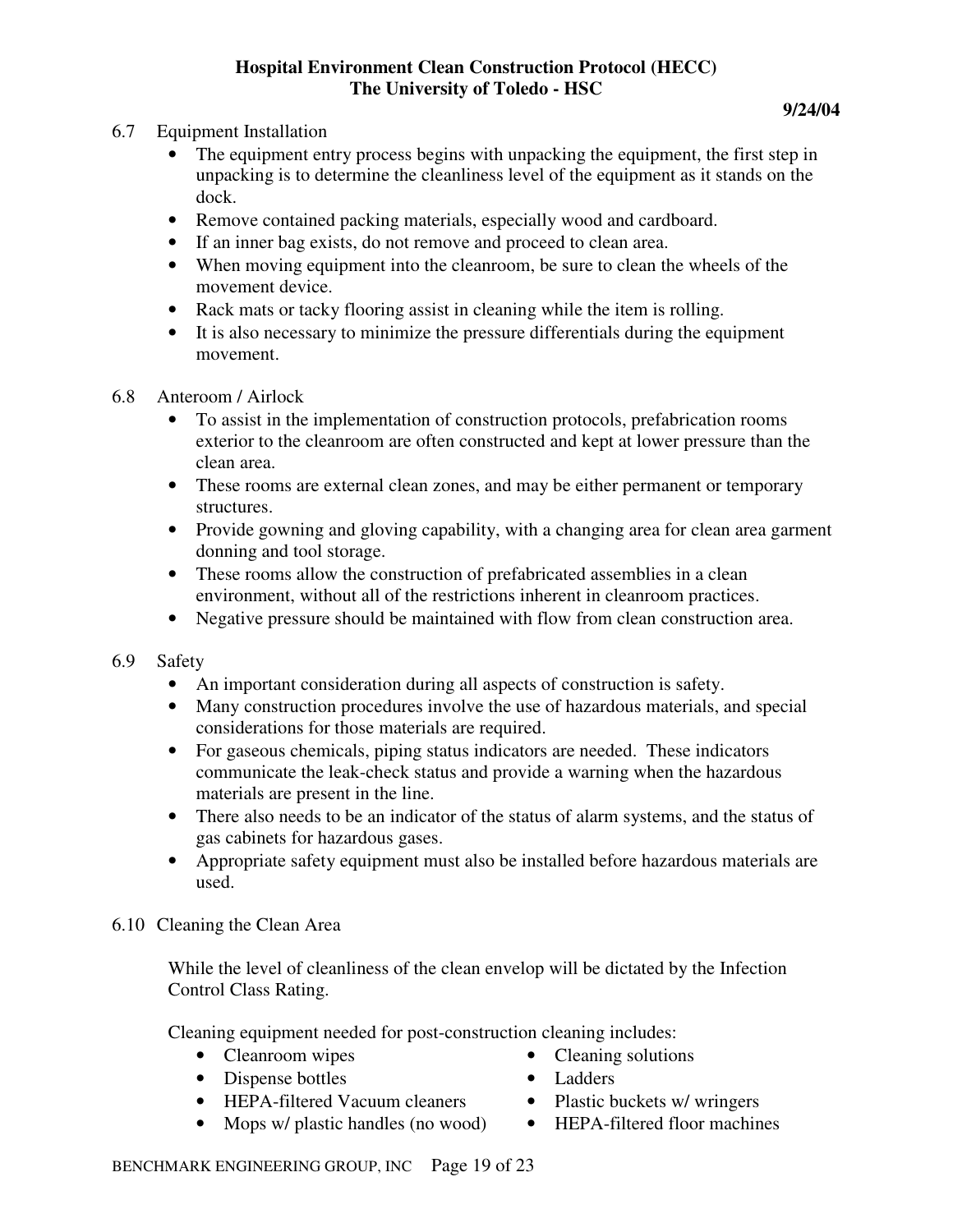### 6.7 Equipment Installation

- The equipment entry process begins with unpacking the equipment, the first step in unpacking is to determine the cleanliness level of the equipment as it stands on the dock.
- Remove contained packing materials, especially wood and cardboard.
- If an inner bag exists, do not remove and proceed to clean area.
- When moving equipment into the cleanroom, be sure to clean the wheels of the movement device.
- Rack mats or tacky flooring assist in cleaning while the item is rolling.
- It is also necessary to minimize the pressure differentials during the equipment movement.

### 6.8 Anteroom / Airlock

- To assist in the implementation of construction protocols, prefabrication rooms exterior to the cleanroom are often constructed and kept at lower pressure than the clean area.
- These rooms are external clean zones, and may be either permanent or temporary structures.
- Provide gowning and gloving capability, with a changing area for clean area garment donning and tool storage.
- These rooms allow the construction of prefabricated assemblies in a clean environment, without all of the restrictions inherent in cleanroom practices.
- Negative pressure should be maintained with flow from clean construction area.

### 6.9 Safety

- An important consideration during all aspects of construction is safety.
- Many construction procedures involve the use of hazardous materials, and special considerations for those materials are required.
- For gaseous chemicals, piping status indicators are needed. These indicators communicate the leak-check status and provide a warning when the hazardous materials are present in the line.
- There also needs to be an indicator of the status of alarm systems, and the status of gas cabinets for hazardous gases.
- Appropriate safety equipment must also be installed before hazardous materials are used.

### 6.10 Cleaning the Clean Area

While the level of cleanliness of the clean envelop will be dictated by the Infection Control Class Rating.

Cleaning equipment needed for post-construction cleaning includes:

- Cleanroom wipes
- Dispense bottles
- HEPA-filtered Vacuum cleaners
- Mops w/ plastic handles (no wood)
- Cleaning solutions
- Ladders
- Plastic buckets w/ wringers
- HEPA-filtered floor machines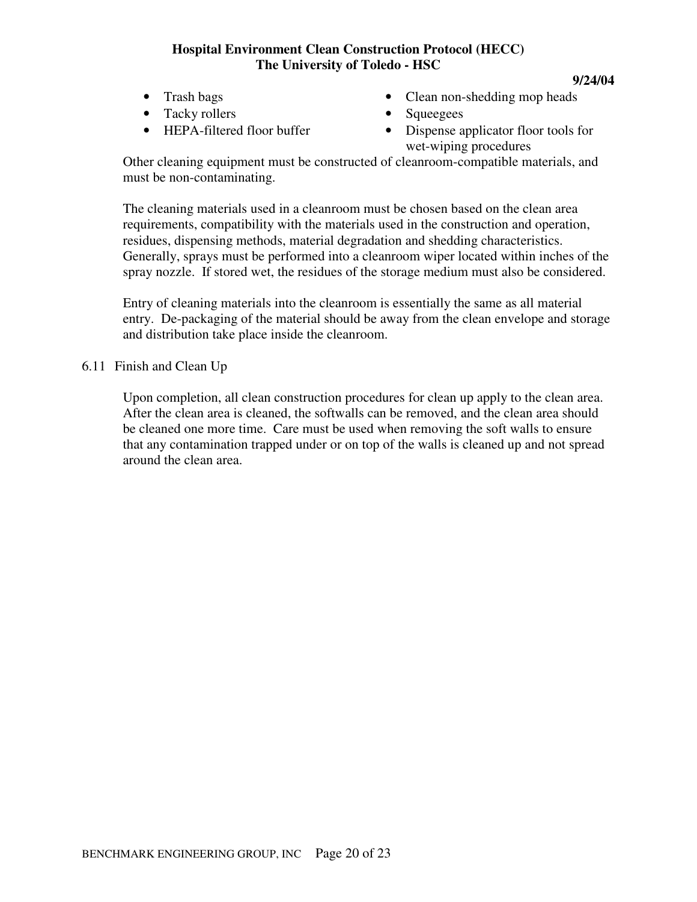- Trash bags
- Tacky rollers
- HEPA-filtered floor buffer
- Clean non-shedding mop heads
- Squeegees
- Dispense applicator floor tools for wet-wiping procedures

Other cleaning equipment must be constructed of cleanroom-compatible materials, and must be non-contaminating.

The cleaning materials used in a cleanroom must be chosen based on the clean area requirements, compatibility with the materials used in the construction and operation, residues, dispensing methods, material degradation and shedding characteristics. Generally, sprays must be performed into a cleanroom wiper located within inches of the spray nozzle. If stored wet, the residues of the storage medium must also be considered.

Entry of cleaning materials into the cleanroom is essentially the same as all material entry. De-packaging of the material should be away from the clean envelope and storage and distribution take place inside the cleanroom.

### 6.11 Finish and Clean Up

Upon completion, all clean construction procedures for clean up apply to the clean area. After the clean area is cleaned, the softwalls can be removed, and the clean area should be cleaned one more time. Care must be used when removing the soft walls to ensure that any contamination trapped under or on top of the walls is cleaned up and not spread around the clean area.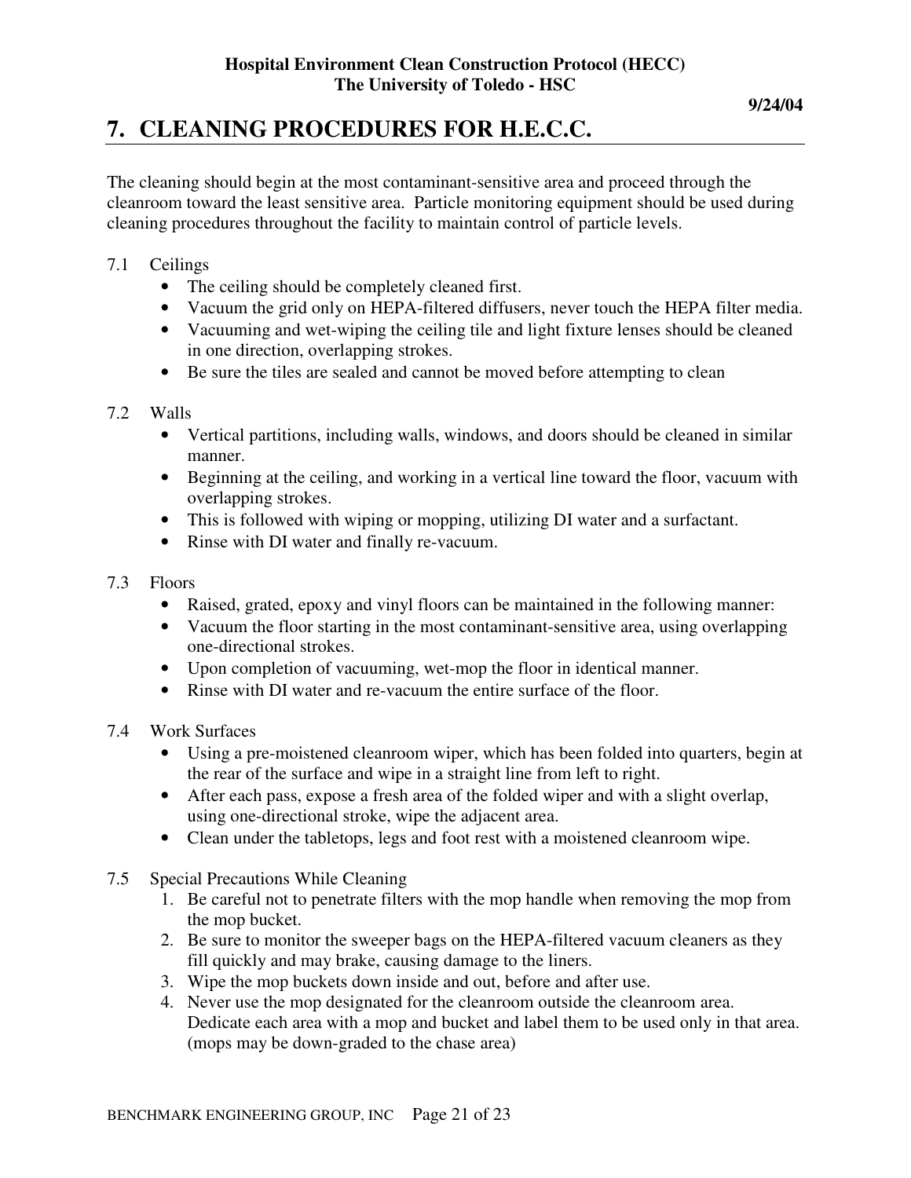# 7. CLEANING PROCEDURES FOR H.E.C.C.

The cleaning should begin at the most contaminant-sensitive area and proceed through the cleanroom toward the least sensitive area. Particle monitoring equipment should be used during cleaning procedures throughout the facility to maintain control of particle levels.

7.1 Ceilings

- The ceiling should be completely cleaned first.
- Vacuum the grid only on HEPA-filtered diffusers, never touch the HEPA filter media.
- Vacuuming and wet-wiping the ceiling tile and light fixture lenses should be cleaned in one direction, overlapping strokes.
- Be sure the tiles are sealed and cannot be moved before attempting to clean

7.2 Walls

- Vertical partitions, including walls, windows, and doors should be cleaned in similar manner.
- Beginning at the ceiling, and working in a vertical line toward the floor, vacuum with overlapping strokes.
- This is followed with wiping or mopping, utilizing DI water and a surfactant.
- Rinse with DI water and finally re-vacuum.

7.3 Floors

- Raised, grated, epoxy and vinyl floors can be maintained in the following manner:
- Vacuum the floor starting in the most contaminant-sensitive area, using overlapping one-directional strokes.
- Upon completion of vacuuming, wet-mop the floor in identical manner.
- Rinse with DI water and re-vacuum the entire surface of the floor.

7.4 Work Surfaces

- Using a pre-moistened cleanroom wiper, which has been folded into quarters, begin at the rear of the surface and wipe in a straight line from left to right.
- After each pass, expose a fresh area of the folded wiper and with a slight overlap, using one-directional stroke, wipe the adjacent area.
- Clean under the tabletops, legs and foot rest with a moistened cleanroom wipe.

7.5 Special Precautions While Cleaning

1. Be careful not to penetrate filters with the mop handle when removing the mop from the mop bucket.
2. Be sure to monitor the sweeper bags on the HEPA-filtered vacuum cleaners as they fill quickly and may brake, causing damage to the liners.
3. Wipe the mop buckets down inside and out, before and after use.
4. Never use the mop designated for the cleanroom outside the cleanroom area. Dedicate each area with a mop and bucket and label them to be used only in that area. (mops may be down-graded to the chase area)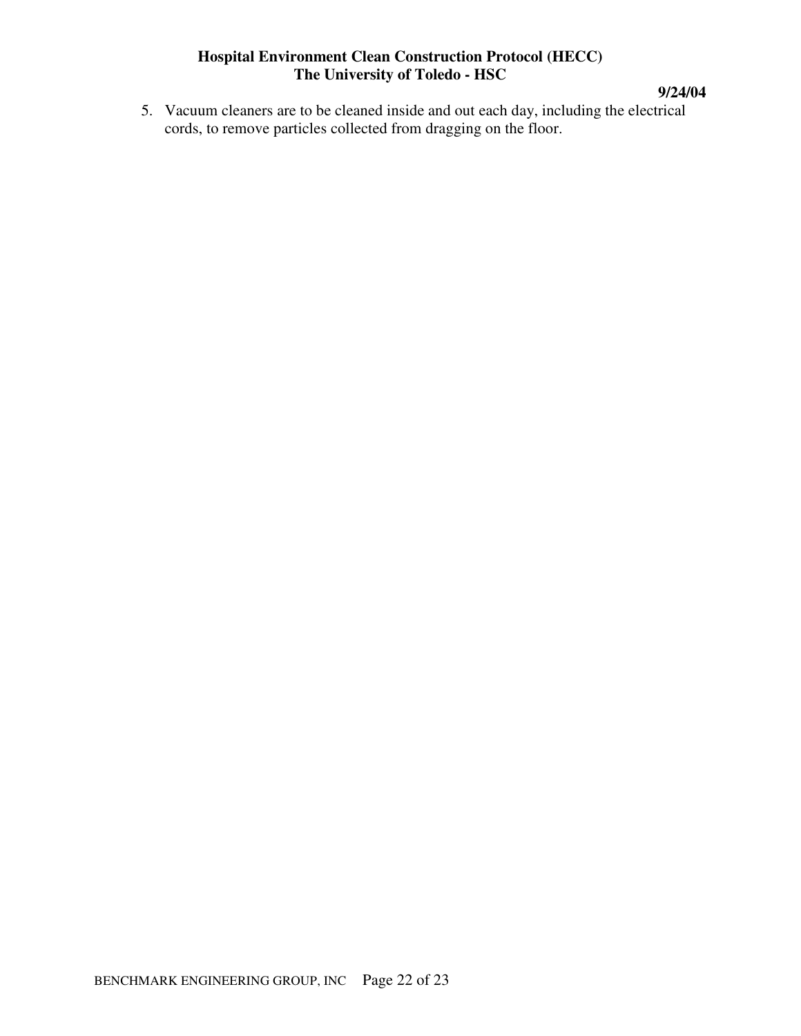5. Vacuum cleaners are to be cleaned inside and out each day, including the electrical cords, to remove particles collected from dragging on the floor.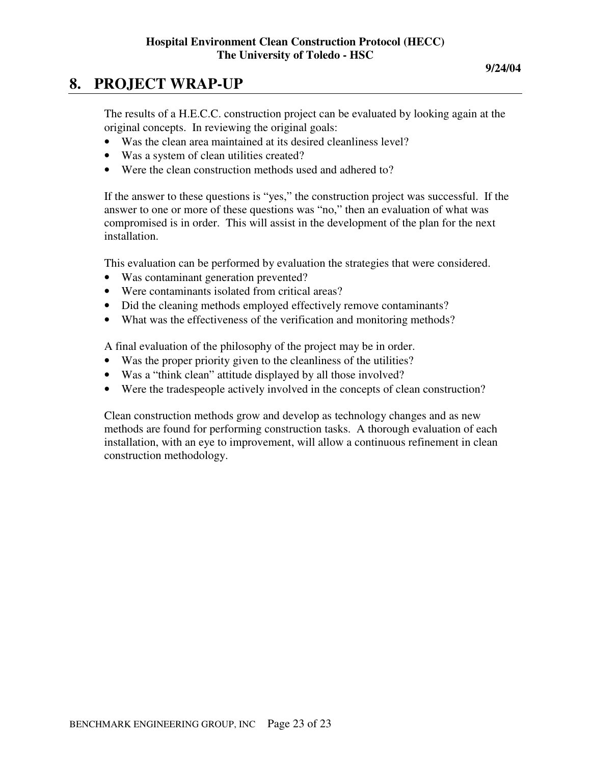## 8. PROJECT WRAP-UP

The results of a H.E.C.C. construction project can be evaluated by looking again at the original concepts. In reviewing the original goals:

- Was the clean area maintained at its desired cleanliness level?
- Was a system of clean utilities created?
- Were the clean construction methods used and adhered to?

If the answer to these questions is "yes," the construction project was successful. If the answer to one or more of these questions was "no," then an evaluation of what was compromised is in order. This will assist in the development of the plan for the next installation.

This evaluation can be performed by evaluation the strategies that were considered.

- Was contaminant generation prevented?
- Were contaminants isolated from critical areas?
- Did the cleaning methods employed effectively remove contaminants?
- What was the effectiveness of the verification and monitoring methods?

A final evaluation of the philosophy of the project may be in order.

- Was the proper priority given to the cleanliness of the utilities?
- Was a "think clean" attitude displayed by all those involved?
- Were the tradespeople actively involved in the concepts of clean construction?

Clean construction methods grow and develop as technology changes and as new methods are found for performing construction tasks. A thorough evaluation of each installation, with an eye to improvement, will allow a continuous refinement in clean construction methodology.